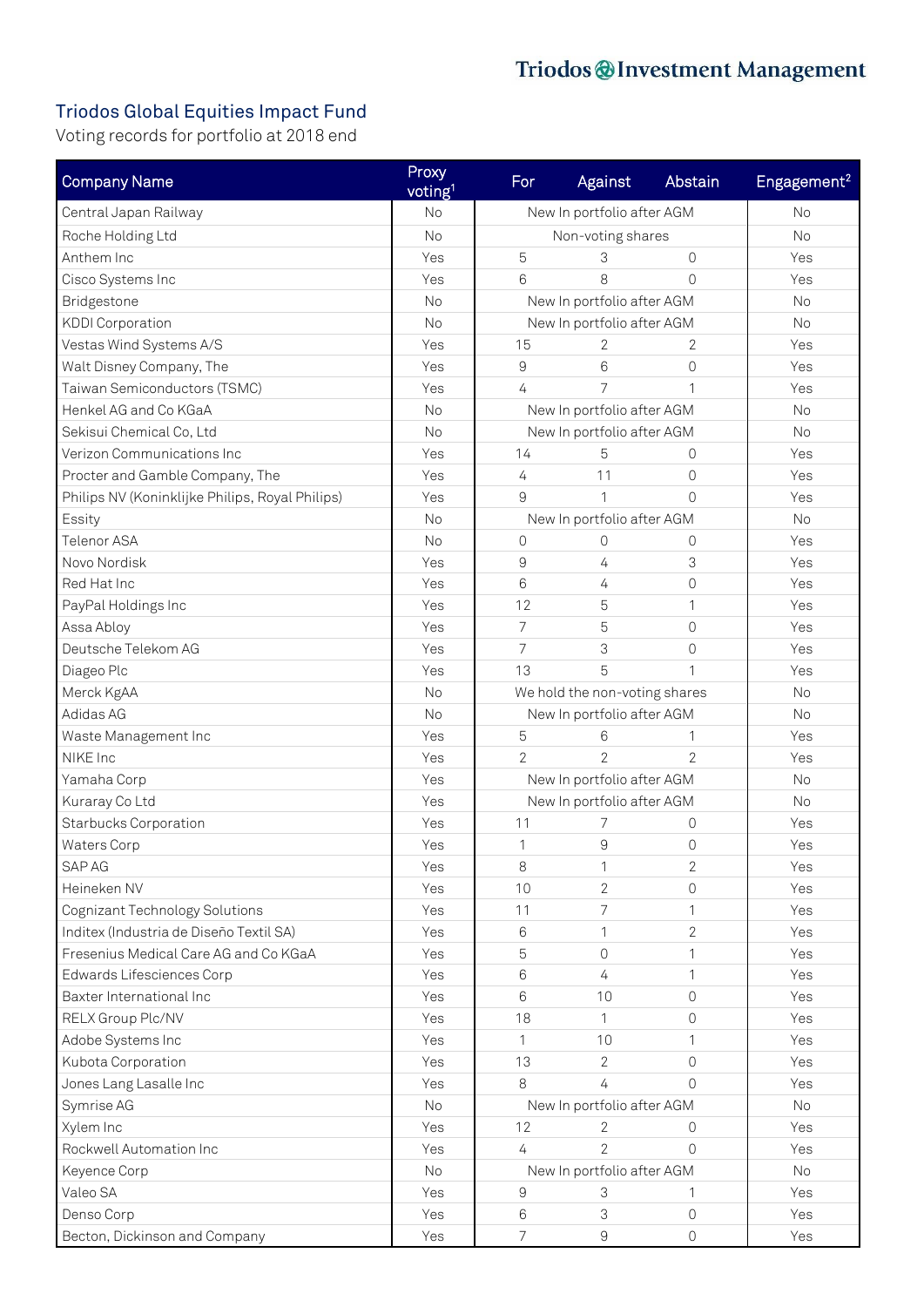Triodos Investment Management

# Triodos Global Equities Impact Fund

Voting records for portfolio at 2018 end

| Company Name | Proxy voting[1] | For | Against | Abstain | Engagement[2] |
|---|---|---|---|---|---|
| Central Japan Railway | No | New In portfolio after AGM | | | No |
| Roche Holding Ltd | No | Non-voting shares | | | No |
| Anthem Inc | Yes | 5 | 3 | 0 | Yes |
| Cisco Systems Inc | Yes | 6 | 8 | 0 | Yes |
| Bridgestone | No | New In portfolio after AGM | | | No |
| KDDI Corporation | No | New In portfolio after AGM | | | No |
| Vestas Wind Systems A/S | Yes | 15 | 2 | 2 | Yes |
| Walt Disney Company, The | Yes | 9 | 6 | 0 | Yes |
| Taiwan Semiconductors (TSMC) | Yes | 4 | 7 | 1 | Yes |
| Henkel AG and Co KGaA | No | New In portfolio after AGM | | | No |
| Sekisui Chemical Co, Ltd | No | New In portfolio after AGM | | | No |
| Verizon Communications Inc | Yes | 14 | 5 | 0 | Yes |
| Procter and Gamble Company, The | Yes | 4 | 11 | 0 | Yes |
| Philips NV (Koninklijke Philips, Royal Philips) | Yes | 9 | 1 | 0 | Yes |
| Essity | No | New In portfolio after AGM | | | No |
| Telenor ASA | No | 0 | 0 | 0 | Yes |
| Novo Nordisk | Yes | 9 | 4 | 3 | Yes |
| Red Hat Inc | Yes | 6 | 4 | 0 | Yes |
| PayPal Holdings Inc | Yes | 12 | 5 | 1 | Yes |
| Assa Abloy | Yes | 7 | 5 | 0 | Yes |
| Deutsche Telekom AG | Yes | 7 | 3 | 0 | Yes |
| Diageo Plc | Yes | 13 | 5 | 1 | Yes |
| Merck KgAA | No | We hold the non-voting shares | | | No |
| Adidas AG | No | New In portfolio after AGM | | | No |
| Waste Management Inc | Yes | 5 | 6 | 1 | Yes |
| NIKE Inc | Yes | 2 | 2 | 2 | Yes |
| Yamaha Corp | Yes | New In portfolio after AGM | | | No |
| Kuraray Co Ltd | Yes | New In portfolio after AGM | | | No |
| Starbucks Corporation | Yes | 11 | 7 | 0 | Yes |
| Waters Corp | Yes | 1 | 9 | 0 | Yes |
| SAP AG | Yes | 8 | 1 | 2 | Yes |
| Heineken NV | Yes | 10 | 2 | 0 | Yes |
| Cognizant Technology Solutions | Yes | 11 | 7 | 1 | Yes |
| Inditex (Industria de Diseño Textil SA) | Yes | 6 | 1 | 2 | Yes |
| Fresenius Medical Care AG and Co KGaA | Yes | 5 | 0 | 1 | Yes |
| Edwards Lifesciences Corp | Yes | 6 | 4 | 1 | Yes |
| Baxter International Inc | Yes | 6 | 10 | 0 | Yes |
| RELX Group Plc/NV | Yes | 18 | 1 | 0 | Yes |
| Adobe Systems Inc | Yes | 1 | 10 | 1 | Yes |
| Kubota Corporation | Yes | 13 | 2 | 0 | Yes |
| Jones Lang Lasalle Inc | Yes | 8 | 4 | 0 | Yes |
| Symrise AG | No | New In portfolio after AGM | | | No |
| Xylem Inc | Yes | 12 | 2 | 0 | Yes |
| Rockwell Automation Inc | Yes | 4 | 2 | 0 | Yes |
| Keyence Corp | No | New In portfolio after AGM | | | No |
| Valeo SA | Yes | 9 | 3 | 1 | Yes |
| Denso Corp | Yes | 6 | 3 | 0 | Yes |
| Becton, Dickinson and Company | Yes | 7 | 9 | 0 | Yes |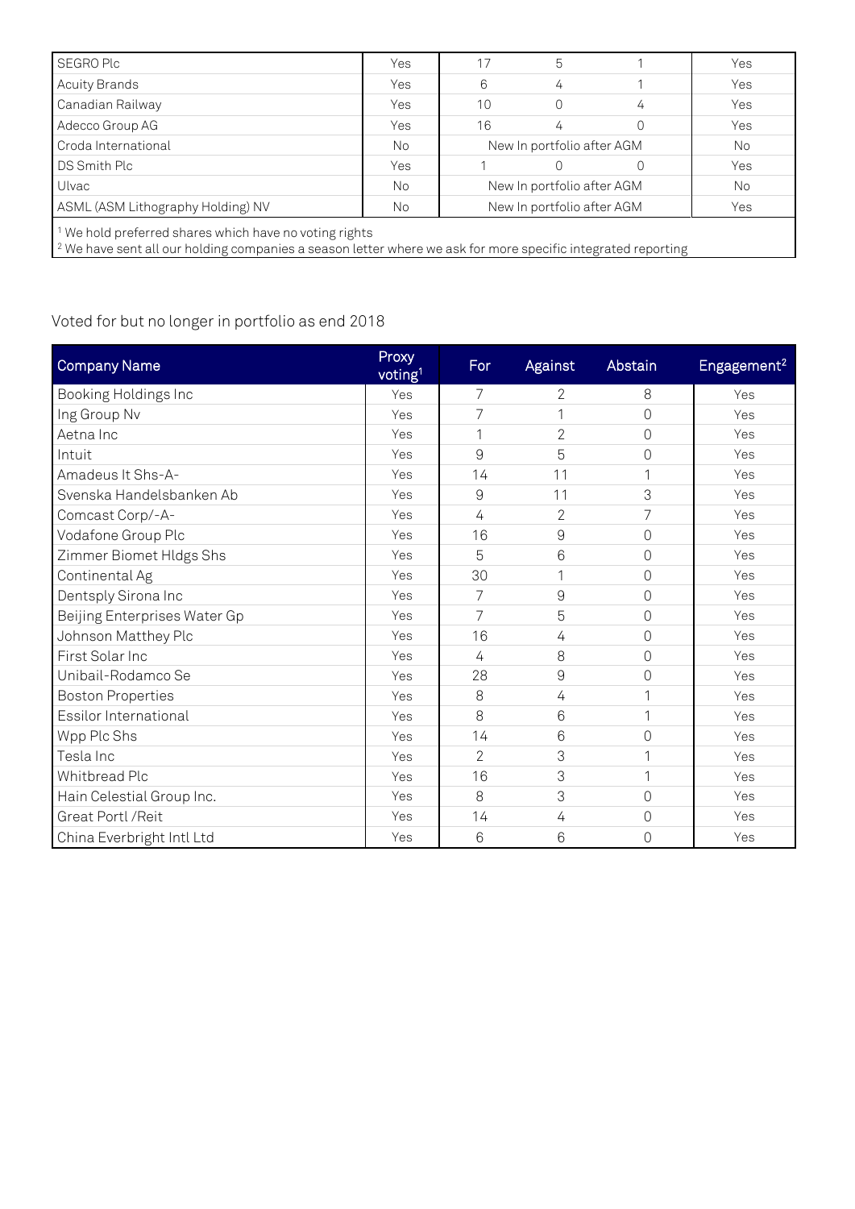| | | | | | |
|---|---|---|---|---|---|
| SEGRO Plc | Yes | 17 | 5 | 1 | Yes |
| Acuity Brands | Yes | 6 | 4 | 1 | Yes |
| Canadian Railway | Yes | 10 | 0 | 4 | Yes |
| Adecco Group AG | Yes | 16 | 4 | 0 | Yes |
| Croda International | No | New In portfolio after AGM | | | No |
| DS Smith Plc | Yes | 1 | 0 | 0 | Yes |
| Ulvac | No | New In portfolio after AGM | | | No |
| ASML (ASM Lithography Holding) NV | No | New In portfolio after AGM | | | Yes |

[1] We hold preferred shares which have no voting rights
[2] We have sent all our holding companies a season letter where we ask for more specific integrated reporting

Voted for but no longer in portfolio as end 2018

| Company Name | Proxy voting[1] | For | Against | Abstain | Engagement[2] |
|---|---|---|---|---|---|
| Booking Holdings Inc | Yes | 7 | 2 | 8 | Yes |
| Ing Group Nv | Yes | 7 | 1 | 0 | Yes |
| Aetna Inc | Yes | 1 | 2 | 0 | Yes |
| Intuit | Yes | 9 | 5 | 0 | Yes |
| Amadeus It Shs-A- | Yes | 14 | 11 | 1 | Yes |
| Svenska Handelsbanken Ab | Yes | 9 | 11 | 3 | Yes |
| Comcast Corp/-A- | Yes | 4 | 2 | 7 | Yes |
| Vodafone Group Plc | Yes | 16 | 9 | 0 | Yes |
| Zimmer Biomet Hldgs Shs | Yes | 5 | 6 | 0 | Yes |
| Continental Ag | Yes | 30 | 1 | 0 | Yes |
| Dentsply Sirona Inc | Yes | 7 | 9 | 0 | Yes |
| Beijing Enterprises Water Gp | Yes | 7 | 5 | 0 | Yes |
| Johnson Matthey Plc | Yes | 16 | 4 | 0 | Yes |
| First Solar Inc | Yes | 4 | 8 | 0 | Yes |
| Unibail-Rodamco Se | Yes | 28 | 9 | 0 | Yes |
| Boston Properties | Yes | 8 | 4 | 1 | Yes |
| Essilor International | Yes | 8 | 6 | 1 | Yes |
| Wpp Plc Shs | Yes | 14 | 6 | 0 | Yes |
| Tesla Inc | Yes | 2 | 3 | 1 | Yes |
| Whitbread Plc | Yes | 16 | 3 | 1 | Yes |
| Hain Celestial Group Inc. | Yes | 8 | 3 | 0 | Yes |
| Great Portl /Reit | Yes | 14 | 4 | 0 | Yes |
| China Everbright Intl Ltd | Yes | 6 | 6 | 0 | Yes |